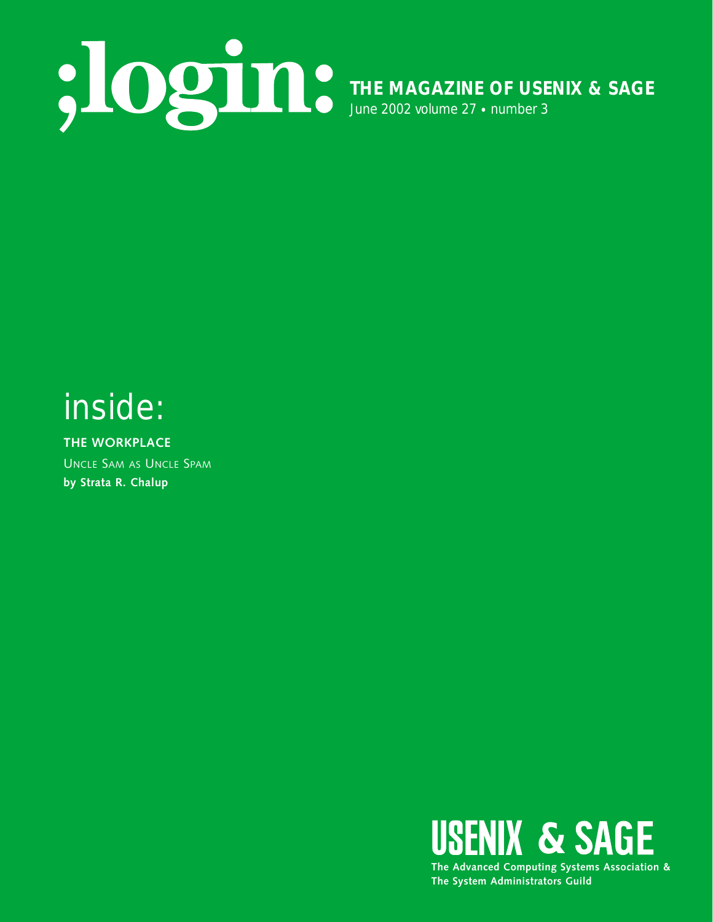# ;login:

**THE MAGAZINE OF USENIX & SAGE**

June 2002 volume 27 • number 3

## inside:

**THE WORKPLACE**

UNCLE SAM AS UNCLE SPAM

**by Strata R. Chalup**

**USENIX & SAGE**

**The Advanced Computing Systems Association & The System Administrators Guild**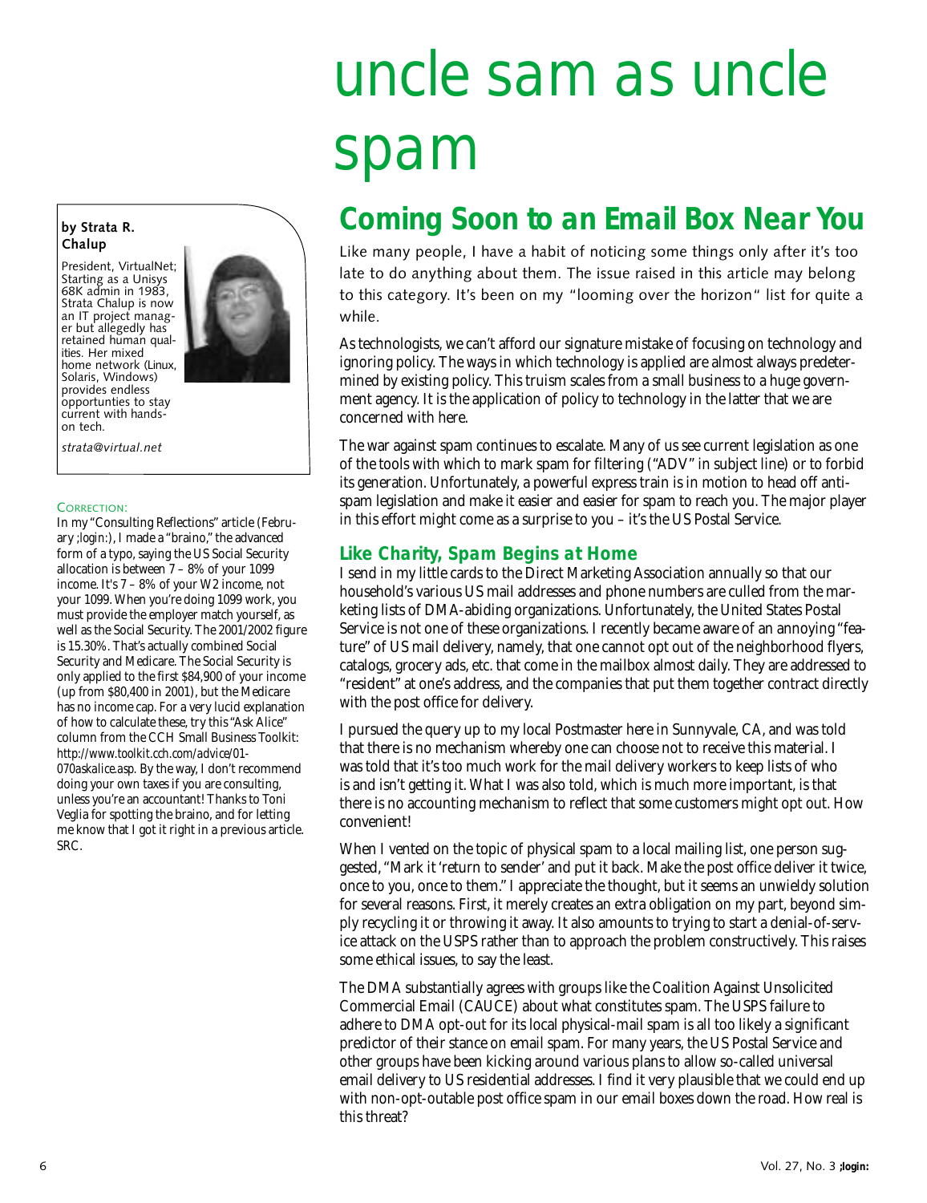# uncle sam as uncle spam

**by Strata R. Chalup**

President, VirtualNet; Starting as a Unisys 68K admin in 1983, Strata Chalup is now an IT project manager but allegedly has retained human qualities. Her mixed home network (Linux, Solaris, Windows) provides endless opportunties to stay current with hands-on tech.

*strata@virtual.net*

CORRECTION:

In my "Consulting Reflections" article (February ;login:), I made a "braino," the advanced form of a typo, saying the US Social Security allocation is between 7 – 8% of your 1099 income. It's 7 – 8% of your W2 income, not your 1099. When you're doing 1099 work, you must provide the employer match yourself, as well as the Social Security. The 2001/2002 figure is 15.30%. That's actually combined Social Security and Medicare. The Social Security is only applied to the first $84,900 of your income (up from $80,400 in 2001), but the Medicare has no income cap. For a very lucid explanation of how to calculate these, try this "Ask Alice" column from the CCH Small Business Toolkit: http://www.toolkit.cch.com/advice/01-070askalice.asp. By the way, I don't recommend doing your own taxes if you are consulting, unless you're an accountant! Thanks to Toni Veglia for spotting the braino, and for letting me know that I got it right in a previous article. SRC.

## Coming Soon to an Email Box Near You

Like many people, I have a habit of noticing some things only after it's too late to do anything about them. The issue raised in this article may belong to this category. It's been on my "looming over the horizon" list for quite a while.

As technologists, we can't afford our signature mistake of focusing on technology and ignoring policy. The ways in which technology is applied are almost always predetermined by existing policy. This truism scales from a small business to a huge government agency. It is the application of policy to technology in the latter that we are concerned with here.

The war against spam continues to escalate. Many of us see current legislation as one of the tools with which to mark spam for filtering ("ADV" in subject line) or to forbid its generation. Unfortunately, a powerful express train is in motion to head off anti-spam legislation and make it easier and easier for spam to reach you. The major player in this effort might come as a surprise to you – it's the US Postal Service.

### Like Charity, Spam Begins at Home

I send in my little cards to the Direct Marketing Association annually so that our household's various US mail addresses and phone numbers are culled from the marketing lists of DMA-abiding organizations. Unfortunately, the United States Postal Service is not one of these organizations. I recently became aware of an annoying "feature" of US mail delivery, namely, that one cannot opt out of the neighborhood flyers, catalogs, grocery ads, etc. that come in the mailbox almost daily. They are addressed to "resident" at one's address, and the companies that put them together contract directly with the post office for delivery.

I pursued the query up to my local Postmaster here in Sunnyvale, CA, and was told that there is no mechanism whereby one can choose not to receive this material. I was told that it's too much work for the mail delivery workers to keep lists of who is and isn't getting it. What I was also told, which is much more important, is that there is no accounting mechanism to reflect that some customers might opt out. How convenient!

When I vented on the topic of physical spam to a local mailing list, one person suggested, "Mark it 'return to sender' and put it back. Make the post office deliver it twice, once to you, once to them." I appreciate the thought, but it seems an unwieldy solution for several reasons. First, it merely creates an extra obligation on my part, beyond simply recycling it or throwing it away. It also amounts to trying to start a denial-of-service attack on the USPS rather than to approach the problem constructively. This raises some ethical issues, to say the least.

The DMA substantially agrees with groups like the Coalition Against Unsolicited Commercial Email (CAUCE) about what constitutes spam. The USPS failure to adhere to DMA opt-out for its local physical-mail spam is all too likely a significant predictor of their stance on email spam. For many years, the US Postal Service and other groups have been kicking around various plans to allow so-called universal email delivery to US residential addresses. I find it very plausible that we could end up with non-opt-outable post office spam in our email boxes down the road. How real is this threat?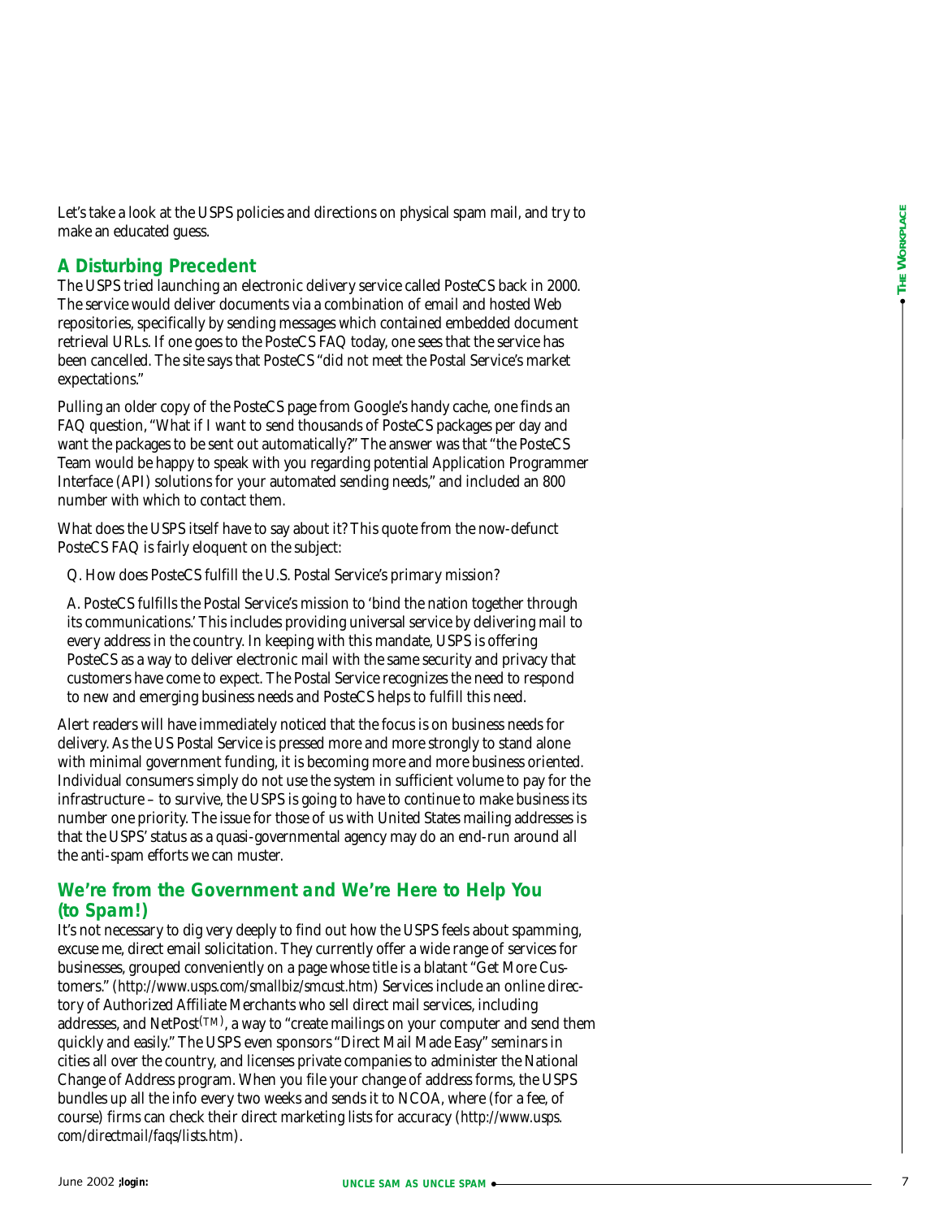Let's take a look at the USPS policies and directions on physical spam mail, and try to make an educated guess.

## A Disturbing Precedent

The USPS tried launching an electronic delivery service called PosteCS back in 2000. The service would deliver documents via a combination of email and hosted Web repositories, specifically by sending messages which contained embedded document retrieval URLs. If one goes to the PosteCS FAQ today, one sees that the service has been cancelled. The site says that PosteCS "did not meet the Postal Service's market expectations."

Pulling an older copy of the PosteCS page from Google's handy cache, one finds an FAQ question, "What if I want to send thousands of PosteCS packages per day and want the packages to be sent out automatically?" The answer was that "the PosteCS Team would be happy to speak with you regarding potential Application Programmer Interface (API) solutions for your automated sending needs," and included an 800 number with which to contact them.

What does the USPS itself have to say about it? This quote from the now-defunct PosteCS FAQ is fairly eloquent on the subject:

> Q. How does PosteCS fulfill the U.S. Postal Service's primary mission?
>
> A. PosteCS fulfills the Postal Service's mission to 'bind the nation together through its communications.' This includes providing universal service by delivering mail to every address in the country. In keeping with this mandate, USPS is offering PosteCS as a way to deliver electronic mail with the same security and privacy that customers have come to expect. The Postal Service recognizes the need to respond to new and emerging business needs and PosteCS helps to fulfill this need.

Alert readers will have immediately noticed that the focus is on business needs for delivery. As the US Postal Service is pressed more and more strongly to stand alone with minimal government funding, it is becoming more and more business oriented. Individual consumers simply do not use the system in sufficient volume to pay for the infrastructure – to survive, the USPS is going to have to continue to make business its number one priority. The issue for those of us with United States mailing addresses is that the USPS' status as a quasi-governmental agency may do an end-run around all the anti-spam efforts we can muster.

## We're from the Government and We're Here to Help You (to Spam!)

It's not necessary to dig very deeply to find out how the USPS feels about spamming, excuse me, direct email solicitation. They currently offer a wide range of services for businesses, grouped conveniently on a page whose title is a blatant "Get More Customers." (*http://www.usps.com/smallbiz/smcust.htm*) Services include an online directory of Authorized Affiliate Merchants who sell direct mail services, including addresses, and NetPost(TM), a way to "create mailings on your computer and send them quickly and easily." The USPS even sponsors "Direct Mail Made Easy" seminars in cities all over the country, and licenses private companies to administer the National Change of Address program. When you file your change of address forms, the USPS bundles up all the info every two weeks and sends it to NCOA, where (for a fee, of course) firms can check their direct marketing lists for accuracy (*http://www.usps.com/directmail/faqs/lists.htm*).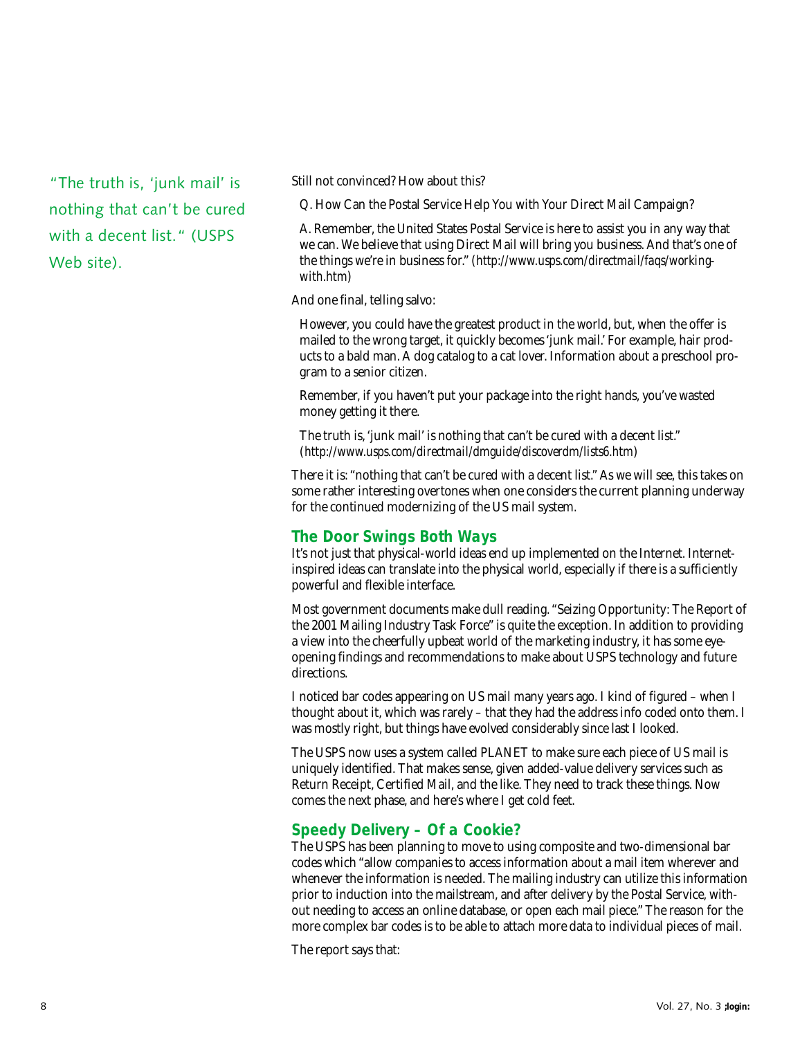"The truth is, 'junk mail' is nothing that can't be cured with a decent list." (USPS Web site).

Still not convinced? How about this?

> Q. How Can the Postal Service Help You with Your Direct Mail Campaign?
>
> A. Remember, the United States Postal Service is here to assist you in any way that we can. We believe that using Direct Mail will bring you business. And that's one of the things we're in business for." (*http://www.usps.com/directmail/faqs/working-with.htm*)

And one final, telling salvo:

> However, you could have the greatest product in the world, but, when the offer is mailed to the wrong target, it quickly becomes 'junk mail.' For example, hair products to a bald man. A dog catalog to a cat lover. Information about a preschool program to a senior citizen.
>
> Remember, if you haven't put your package into the right hands, you've wasted money getting it there.
>
> The truth is, 'junk mail' is nothing that can't be cured with a decent list." (*http://www.usps.com/directmail/dmguide/discoverdm/lists6.htm*)

There it is: "nothing that can't be cured with a decent list." As we will see, this takes on some rather interesting overtones when one considers the current planning underway for the continued modernizing of the US mail system.

## The Door Swings Both Ways

It's not just that physical-world ideas end up implemented on the Internet. Internet-inspired ideas can translate into the physical world, especially if there is a sufficiently powerful and flexible interface.

Most government documents make dull reading. "Seizing Opportunity: The Report of the 2001 Mailing Industry Task Force" is quite the exception. In addition to providing a view into the cheerfully upbeat world of the marketing industry, it has some eye-opening findings and recommendations to make about USPS technology and future directions.

I noticed bar codes appearing on US mail many years ago. I kind of figured – when I thought about it, which was rarely – that they had the address info coded onto them. I was mostly right, but things have evolved considerably since last I looked.

The USPS now uses a system called PLANET to make sure each piece of US mail is uniquely identified. That makes sense, given added-value delivery services such as Return Receipt, Certified Mail, and the like. They need to track these things. Now comes the next phase, and here's where I get cold feet.

## Speedy Delivery – Of a Cookie?

The USPS has been planning to move to using composite and two-dimensional bar codes which "allow companies to access information about a mail item wherever and whenever the information is needed. The mailing industry can utilize this information prior to induction into the mailstream, and after delivery by the Postal Service, without needing to access an online database, or open each mail piece." The reason for the more complex bar codes is to be able to attach more data to individual pieces of mail.

The report says that: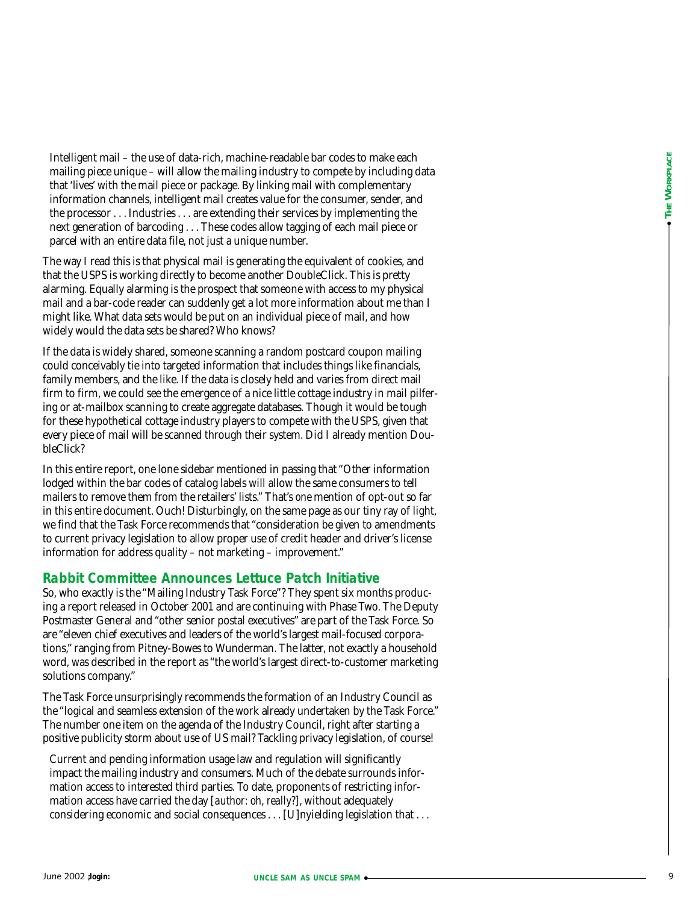> Intelligent mail – the use of data-rich, machine-readable bar codes to make each mailing piece unique – will allow the mailing industry to compete by including data that 'lives' with the mail piece or package. By linking mail with complementary information channels, intelligent mail creates value for the consumer, sender, and the processor . . . Industries . . . are extending their services by implementing the next generation of barcoding . . . These codes allow tagging of each mail piece or parcel with an entire data file, not just a unique number.

The way I read this is that physical mail is generating the equivalent of cookies, and that the USPS is working directly to become another DoubleClick. This is pretty alarming. Equally alarming is the prospect that someone with access to my physical mail and a bar-code reader can suddenly get a lot more information about me than I might like. What data sets would be put on an individual piece of mail, and how widely would the data sets be shared? Who knows?

If the data is widely shared, someone scanning a random postcard coupon mailing could conceivably tie into targeted information that includes things like financials, family members, and the like. If the data is closely held and varies from direct mail firm to firm, we could see the emergence of a nice little cottage industry in mail pilfering or at-mailbox scanning to create aggregate databases. Though it would be tough for these hypothetical cottage industry players to compete with the USPS, given that every piece of mail will be scanned through their system. Did I already mention DoubleClick?

In this entire report, one lone sidebar mentioned in passing that "Other information lodged within the bar codes of catalog labels will allow the same consumers to tell mailers to remove them from the retailers' lists." That's *one* mention of opt-out so far in this entire document. Ouch! Disturbingly, on the same page as our tiny ray of light, we find that the Task Force recommends that "consideration be given to amendments to current privacy legislation to allow proper use of credit header and driver's license information for address quality – not marketing – improvement."

### Rabbit Committee Announces Lettuce Patch Initiative

So, who exactly is the "Mailing Industry Task Force"? They spent six months producing a report released in October 2001 and are continuing with Phase Two. The Deputy Postmaster General and "other senior postal executives" are part of the Task Force. So are "eleven chief executives and leaders of the world's largest mail-focused corporations," ranging from Pitney-Bowes to Wunderman. The latter, not exactly a household word, was described in the report as "the world's largest direct-to-customer marketing solutions company."

The Task Force unsurprisingly recommends the formation of an Industry Council as the "logical and seamless extension of the work already undertaken by the Task Force." The number one item on the agenda of the Industry Council, right after starting a positive publicity storm about use of US mail? Tackling privacy legislation, of course!

> Current and pending information usage law and regulation will significantly impact the mailing industry and consumers. Much of the debate surrounds information access to interested third parties. To date, proponents of restricting information access have carried the day [*author: oh, really?*], without adequately considering economic and social consequences . . . [U]nyielding legislation that . . .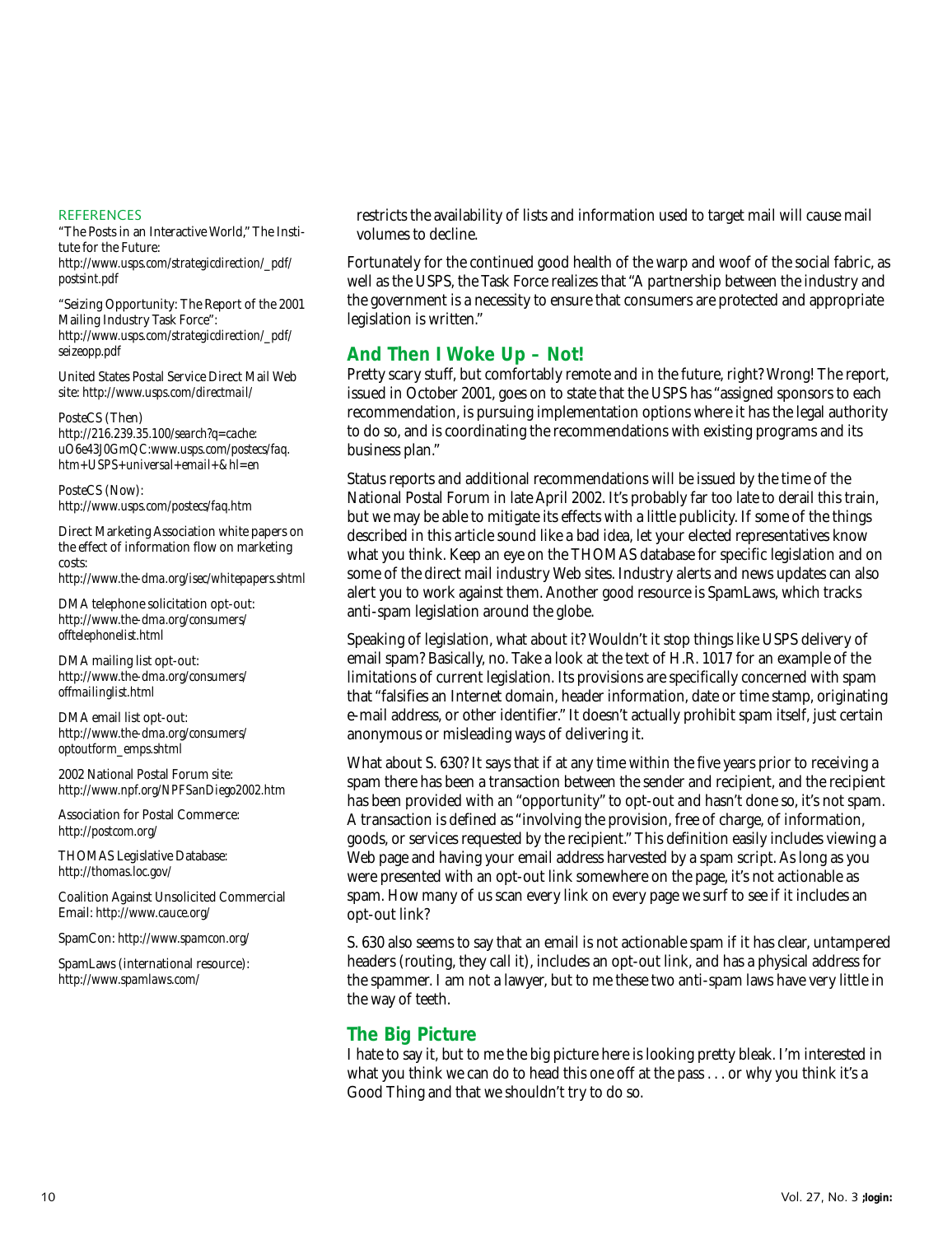restricts the availability of lists and information used to target mail will cause mail volumes to decline.

Fortunately for the continued good health of the warp and woof of the social fabric, as well as the USPS, the Task Force realizes that "A partnership between the industry and the government is a necessity to ensure that consumers are protected and appropriate legislation is written."

## And Then I Woke Up – Not!

Pretty scary stuff, but comfortably remote and in the future, right? Wrong! The report, issued in October 2001, goes on to state that the USPS has "assigned sponsors to each recommendation, is pursuing implementation options where it has the legal authority to do so, and is coordinating the recommendations with existing programs and its business plan."

Status reports and additional recommendations will be issued by the time of the National Postal Forum in late April 2002. It's probably far too late to derail this train, but we may be able to mitigate its effects with a little publicity. If some of the things described in this article sound like a bad idea, let your elected representatives know what you think. Keep an eye on the THOMAS database for specific legislation and on some of the direct mail industry Web sites. Industry alerts and news updates can also alert you to work against them. Another good resource is SpamLaws, which tracks anti-spam legislation around the globe.

Speaking of legislation, what about it? Wouldn't it stop things like USPS delivery of email spam? Basically, no. Take a look at the text of H.R. 1017 for an example of the limitations of current legislation. Its provisions are specifically concerned with spam that "falsifies an Internet domain, header information, date or time stamp, originating e-mail address, or other identifier." It doesn't actually prohibit spam itself, just certain anonymous or misleading ways of delivering it.

What about S. 630? It says that if at any time within the five years prior to receiving a spam there has been a transaction between the sender and recipient, and the recipient has been provided with an "opportunity" to opt-out and hasn't done so, it's not spam. A transaction is defined as "involving the provision, free of charge, of information, goods, or services requested by the recipient." This definition easily includes viewing a Web page and having your email address harvested by a spam script. As long as you were presented with an opt-out link somewhere on the page, it's not actionable as spam. How many of us scan every link on every page we surf to see if it includes an opt-out link?

S. 630 also seems to say that an email is not actionable spam if it has clear, untampered headers (routing, they call it), includes an opt-out link, and has a physical address for the spammer. I am not a lawyer, but to me these two anti-spam laws have very little in the way of teeth.

## The Big Picture

I hate to say it, but to me the big picture here is looking pretty bleak. I'm interested in what you think we can do to head this one off at the pass . . . or why you think it's a Good Thing and that we shouldn't try to do so.

### REFERENCES

"The Posts in an Interactive World," The Institute for the Future: *http://www.usps.com/strategicdirection/_pdf/postsint.pdf*

"Seizing Opportunity: The Report of the 2001 Mailing Industry Task Force": *http://www.usps.com/strategicdirection/_pdf/seizeopp.pdf*

United States Postal Service Direct Mail Web site: *http://www.usps.com/directmail/*

PosteCS (Then) *http://216.239.35.100/search?q=cache:uO6e43J0GmQC:www.usps.com/postecs/faq.htm+USPS+universal+email+&hl=en*

PosteCS (Now): *http://www.usps.com/postecs/faq.htm*

Direct Marketing Association white papers on the effect of information flow on marketing costs: *http://www.the-dma.org/isec/whitepapers.shtml*

DMA telephone solicitation opt-out: *http://www.the-dma.org/consumers/offtelephonelist.html*

DMA mailing list opt-out: *http://www.the-dma.org/consumers/offmailinglist.html*

DMA email list opt-out: *http://www.the-dma.org/consumers/optoutform_emps.shtml*

2002 National Postal Forum site: *http://www.npf.org/NPFSanDiego2002.htm*

Association for Postal Commerce: *http://postcom.org/*

THOMAS Legislative Database: *http://thomas.loc.gov/*

Coalition Against Unsolicited Commercial Email: *http://www.cauce.org/*

SpamCon: *http://www.spamcon.org/*

SpamLaws (international resource): *http://www.spamlaws.com/*